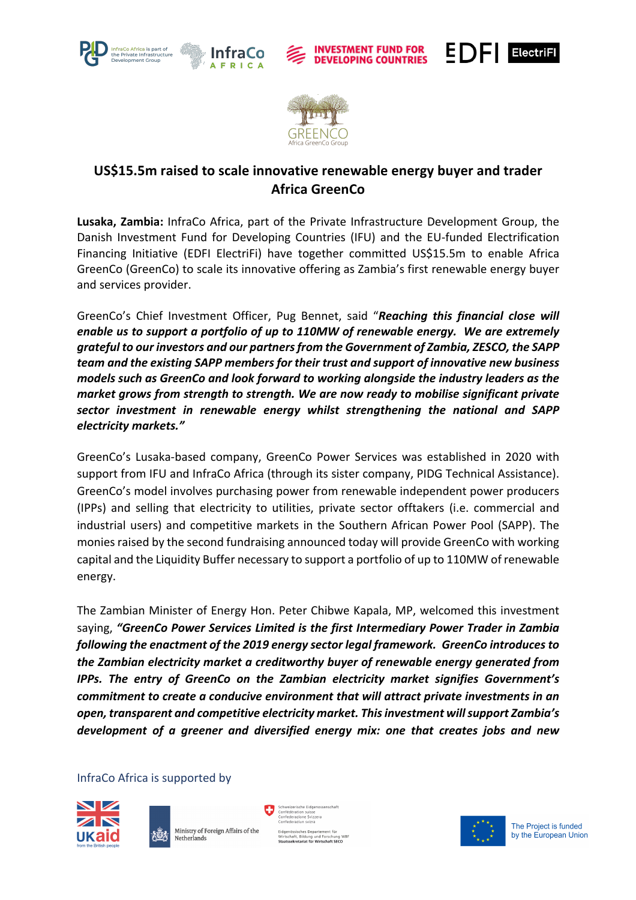# US$15.5m raised to scale innovative renewable energy buyer and trader Africa GreenCo

**Lusaka, Zambia:** InfraCo Africa, part of the Private Infrastructure Development Group, the Danish Investment Fund for Developing Countries (IFU) and the EU-funded Electrification Financing Initiative (EDFI ElectriFi) have together committed US$15.5m to enable Africa GreenCo (GreenCo) to scale its innovative offering as Zambia's first renewable energy buyer and services provider.

GreenCo's Chief Investment Officer, Pug Bennet, said "***Reaching this financial close will enable us to support a portfolio of up to 110MW of renewable energy. We are extremely grateful to our investors and our partners from the Government of Zambia, ZESCO, the SAPP team and the existing SAPP members for their trust and support of innovative new business models such as GreenCo and look forward to working alongside the industry leaders as the market grows from strength to strength. We are now ready to mobilise significant private sector investment in renewable energy whilst strengthening the national and SAPP electricity markets."***

GreenCo's Lusaka-based company, GreenCo Power Services was established in 2020 with support from IFU and InfraCo Africa (through its sister company, PIDG Technical Assistance). GreenCo's model involves purchasing power from renewable independent power producers (IPPs) and selling that electricity to utilities, private sector offtakers (i.e. commercial and industrial users) and competitive markets in the Southern African Power Pool (SAPP). The monies raised by the second fundraising announced today will provide GreenCo with working capital and the Liquidity Buffer necessary to support a portfolio of up to 110MW of renewable energy.

The Zambian Minister of Energy Hon. Peter Chibwe Kapala, MP, welcomed this investment saying, ***"GreenCo Power Services Limited is the first Intermediary Power Trader in Zambia following the enactment of the 2019 energy sector legal framework. GreenCo introduces to the Zambian electricity market a creditworthy buyer of renewable energy generated from IPPs. The entry of GreenCo on the Zambian electricity market signifies Government's commitment to create a conducive environment that will attract private investments in an open, transparent and competitive electricity market. This investment will support Zambia's development of a greener and diversified energy mix: one that creates jobs and new***

InfraCo Africa is supported by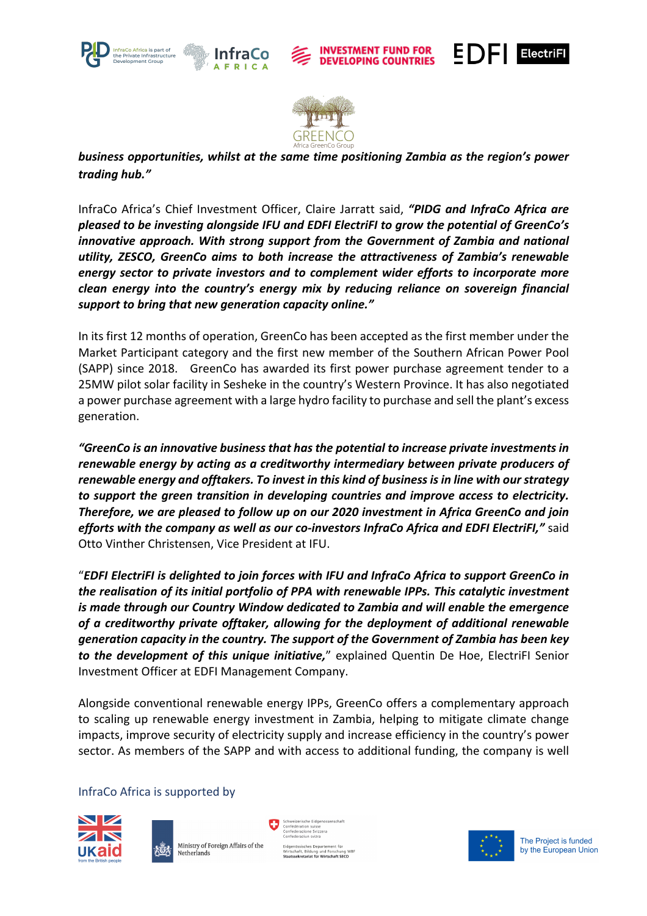***business opportunities, whilst at the same time positioning Zambia as the region's power trading hub."***

InfraCo Africa's Chief Investment Officer, Claire Jarratt said, ***"PIDG and InfraCo Africa are pleased to be investing alongside IFU and EDFI ElectriFI to grow the potential of GreenCo's innovative approach. With strong support from the Government of Zambia and national utility, ZESCO, GreenCo aims to both increase the attractiveness of Zambia's renewable energy sector to private investors and to complement wider efforts to incorporate more clean energy into the country's energy mix by reducing reliance on sovereign financial support to bring that new generation capacity online."***

In its first 12 months of operation, GreenCo has been accepted as the first member under the Market Participant category and the first new member of the Southern African Power Pool (SAPP) since 2018. GreenCo has awarded its first power purchase agreement tender to a 25MW pilot solar facility in Sesheke in the country's Western Province. It has also negotiated a power purchase agreement with a large hydro facility to purchase and sell the plant's excess generation.

***"GreenCo is an innovative business that has the potential to increase private investments in renewable energy by acting as a creditworthy intermediary between private producers of renewable energy and offtakers. To invest in this kind of business is in line with our strategy to support the green transition in developing countries and improve access to electricity. Therefore, we are pleased to follow up on our 2020 investment in Africa GreenCo and join efforts with the company as well as our co-investors InfraCo Africa and EDFI ElectriFI,"*** said Otto Vinther Christensen, Vice President at IFU.

"***EDFI ElectriFI is delighted to join forces with IFU and InfraCo Africa to support GreenCo in the realisation of its initial portfolio of PPA with renewable IPPs. This catalytic investment is made through our Country Window dedicated to Zambia and will enable the emergence of a creditworthy private offtaker, allowing for the deployment of additional renewable generation capacity in the country. The support of the Government of Zambia has been key to the development of this unique initiative,***" explained Quentin De Hoe, ElectriFI Senior Investment Officer at EDFI Management Company.

Alongside conventional renewable energy IPPs, GreenCo offers a complementary approach to scaling up renewable energy investment in Zambia, helping to mitigate climate change impacts, improve security of electricity supply and increase efficiency in the country's power sector. As members of the SAPP and with access to additional funding, the company is well

InfraCo Africa is supported by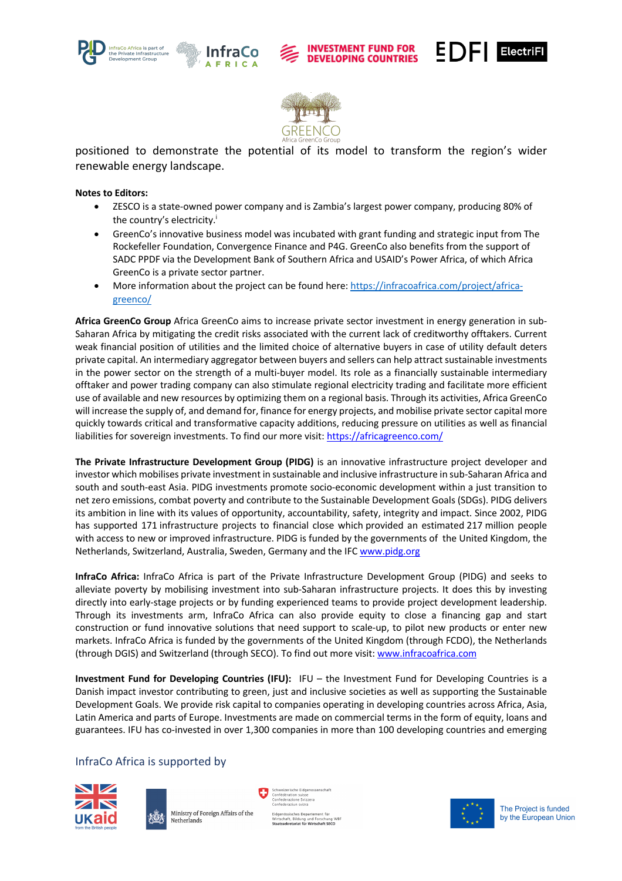positioned to demonstrate the potential of its model to transform the region's wider renewable energy landscape.

**Notes to Editors:**

- ZESCO is a state-owned power company and is Zambia's largest power company, producing 80% of the country's electricity.[i]
- GreenCo's innovative business model was incubated with grant funding and strategic input from The Rockefeller Foundation, Convergence Finance and P4G. GreenCo also benefits from the support of SADC PPDF via the Development Bank of Southern Africa and USAID's Power Africa, of which Africa GreenCo is a private sector partner.
- More information about the project can be found here: https://infracoafrica.com/project/africa-greenco/

**Africa GreenCo Group** Africa GreenCo aims to increase private sector investment in energy generation in sub-Saharan Africa by mitigating the credit risks associated with the current lack of creditworthy offtakers. Current weak financial position of utilities and the limited choice of alternative buyers in case of utility default deters private capital. An intermediary aggregator between buyers and sellers can help attract sustainable investments in the power sector on the strength of a multi-buyer model. Its role as a financially sustainable intermediary offtaker and power trading company can also stimulate regional electricity trading and facilitate more efficient use of available and new resources by optimizing them on a regional basis. Through its activities, Africa GreenCo will increase the supply of, and demand for, finance for energy projects, and mobilise private sector capital more quickly towards critical and transformative capacity additions, reducing pressure on utilities as well as financial liabilities for sovereign investments. To find our more visit: https://africagreenco.com/

**The Private Infrastructure Development Group (PIDG)** is an innovative infrastructure project developer and investor which mobilises private investment in sustainable and inclusive infrastructure in sub-Saharan Africa and south and south-east Asia. PIDG investments promote socio-economic development within a just transition to net zero emissions, combat poverty and contribute to the Sustainable Development Goals (SDGs). PIDG delivers its ambition in line with its values of opportunity, accountability, safety, integrity and impact. Since 2002, PIDG has supported 171 infrastructure projects to financial close which provided an estimated 217 million people with access to new or improved infrastructure. PIDG is funded by the governments of the United Kingdom, the Netherlands, Switzerland, Australia, Sweden, Germany and the IFC www.pidg.org

**InfraCo Africa:** InfraCo Africa is part of the Private Infrastructure Development Group (PIDG) and seeks to alleviate poverty by mobilising investment into sub-Saharan infrastructure projects. It does this by investing directly into early-stage projects or by funding experienced teams to provide project development leadership. Through its investments arm, InfraCo Africa can also provide equity to close a financing gap and start construction or fund innovative solutions that need support to scale-up, to pilot new products or enter new markets. InfraCo Africa is funded by the governments of the United Kingdom (through FCDO), the Netherlands (through DGIS) and Switzerland (through SECO). To find out more visit: www.infracoafrica.com

**Investment Fund for Developing Countries (IFU):** IFU – the Investment Fund for Developing Countries is a Danish impact investor contributing to green, just and inclusive societies as well as supporting the Sustainable Development Goals. We provide risk capital to companies operating in developing countries across Africa, Asia, Latin America and parts of Europe. Investments are made on commercial terms in the form of equity, loans and guarantees. IFU has co-invested in over 1,300 companies in more than 100 developing countries and emerging

InfraCo Africa is supported by

The Project is funded by the European Union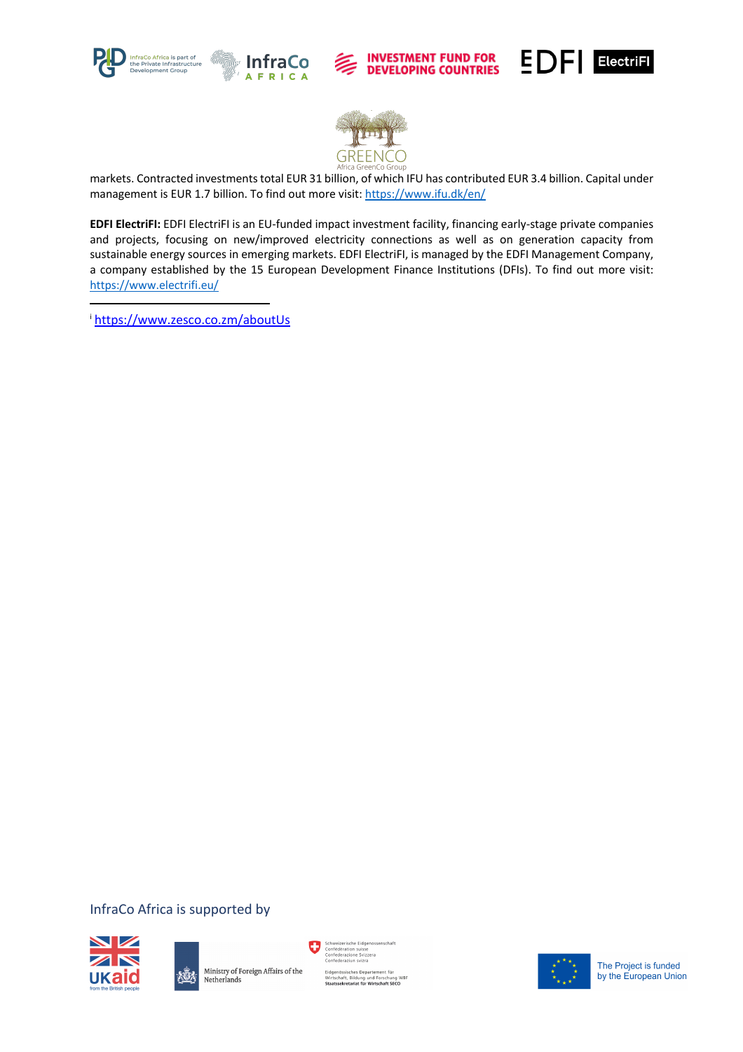markets. Contracted investments total EUR 31 billion, of which IFU has contributed EUR 3.4 billion. Capital under management is EUR 1.7 billion. To find out more visit: https://www.ifu.dk/en/

**EDFI ElectriFI:** EDFI ElectriFI is an EU-funded impact investment facility, financing early-stage private companies and projects, focusing on new/improved electricity connections as well as on generation capacity from sustainable energy sources in emerging markets. EDFI ElectriFI, is managed by the EDFI Management Company, a company established by the 15 European Development Finance Institutions (DFIs). To find out more visit: https://www.electrifi.eu/

---

[i] https://www.zesco.co.zm/aboutUs

InfraCo Africa is supported by